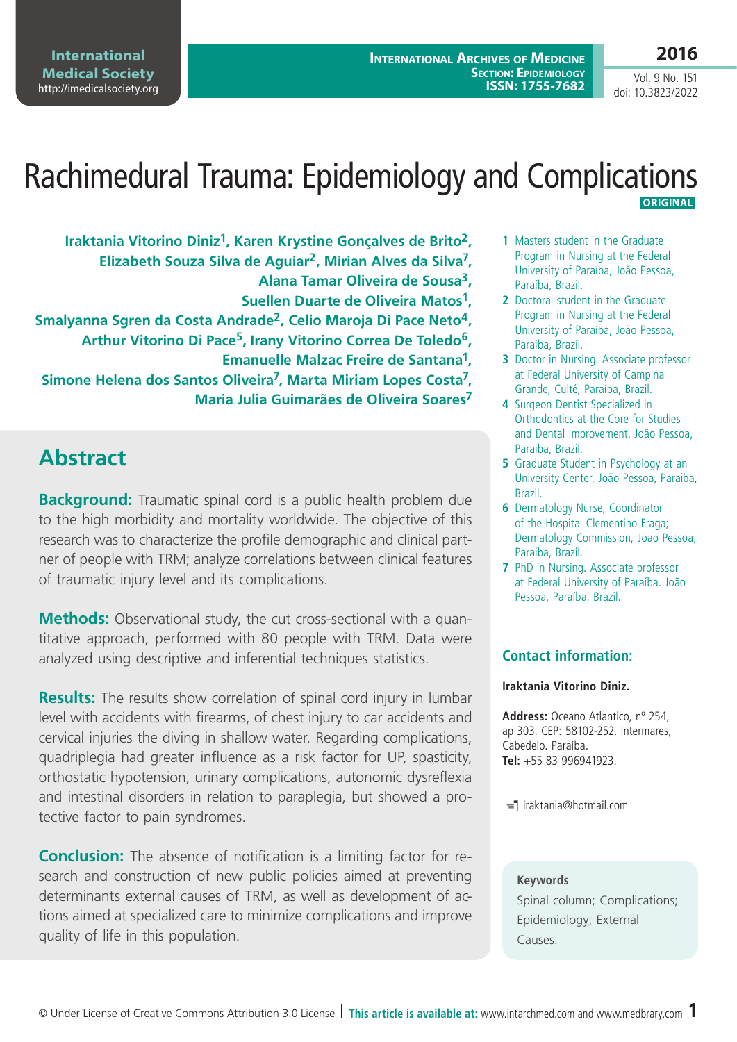# Rachimedural Trauma: Epidemiology and Complications

ORIGINAL

**Iraktania Vitorino Diniz[1], Karen Krystine Gonçalves de Brito[2], Elizabeth Souza Silva de Aguiar[2], Mirian Alves da Silva[7], Alana Tamar Oliveira de Sousa[3], Suellen Duarte de Oliveira Matos[1], Smalyanna Sgren da Costa Andrade[2], Celio Maroja Di Pace Neto[4], Arthur Vitorino Di Pace[5], Irany Vitorino Correa De Toledo[6], Emanuelle Malzac Freire de Santana[1], Simone Helena dos Santos Oliveira[7], Marta Miriam Lopes Costa[7], Maria Julia Guimarães de Oliveira Soares[7]**

1. Masters student in the Graduate Program in Nursing at the Federal University of Paraíba, João Pessoa, Paraíba, Brazil.
2. Doctoral student in the Graduate Program in Nursing at the Federal University of Paraíba, João Pessoa, Paraíba, Brazil.
3. Doctor in Nursing. Associate professor at Federal University of Campina Grande, Cuité, Paraíba, Brazil.
4. Surgeon Dentist Specialized in Orthodontics at the Core for Studies and Dental Improvement. João Pessoa, Paraiba, Brazil.
5. Graduate Student in Psychology at an University Center, João Pessoa, Paraiba, Brazil.
6. Dermatology Nurse, Coordinator of the Hospital Clementino Fraga; Dermatology Commission, Joao Pessoa, Paraiba, Brazil.
7. PhD in Nursing. Associate professor at Federal University of Paraíba. João Pessoa, Paraíba, Brazil.

## Abstract

**Background:** Traumatic spinal cord is a public health problem due to the high morbidity and mortality worldwide. The objective of this research was to characterize the profile demographic and clinical partner of people with TRM; analyze correlations between clinical features of traumatic injury level and its complications.

**Methods:** Observational study, the cut cross-sectional with a quantitative approach, performed with 80 people with TRM. Data were analyzed using descriptive and inferential techniques statistics.

**Results:** The results show correlation of spinal cord injury in lumbar level with accidents with firearms, of chest injury to car accidents and cervical injuries the diving in shallow water. Regarding complications, quadriplegia had greater influence as a risk factor for UP, spasticity, orthostatic hypotension, urinary complications, autonomic dysreflexia and intestinal disorders in relation to paraplegia, but showed a protective factor to pain syndromes.

**Conclusion:** The absence of notification is a limiting factor for research and construction of new public policies aimed at preventing determinants external causes of TRM, as well as development of actions aimed at specialized care to minimize complications and improve quality of life in this population.

### Contact information:

**Iraktania Vitorino Diniz.**

**Address:** Oceano Atlantico, nº 254, ap 303. CEP: 58102-252. Intermares, Cabedelo. Paraíba.
**Tel:** +55 83 996941923.

iraktania@hotmail.com

**Keywords**

Spinal column; Complications; Epidemiology; External Causes.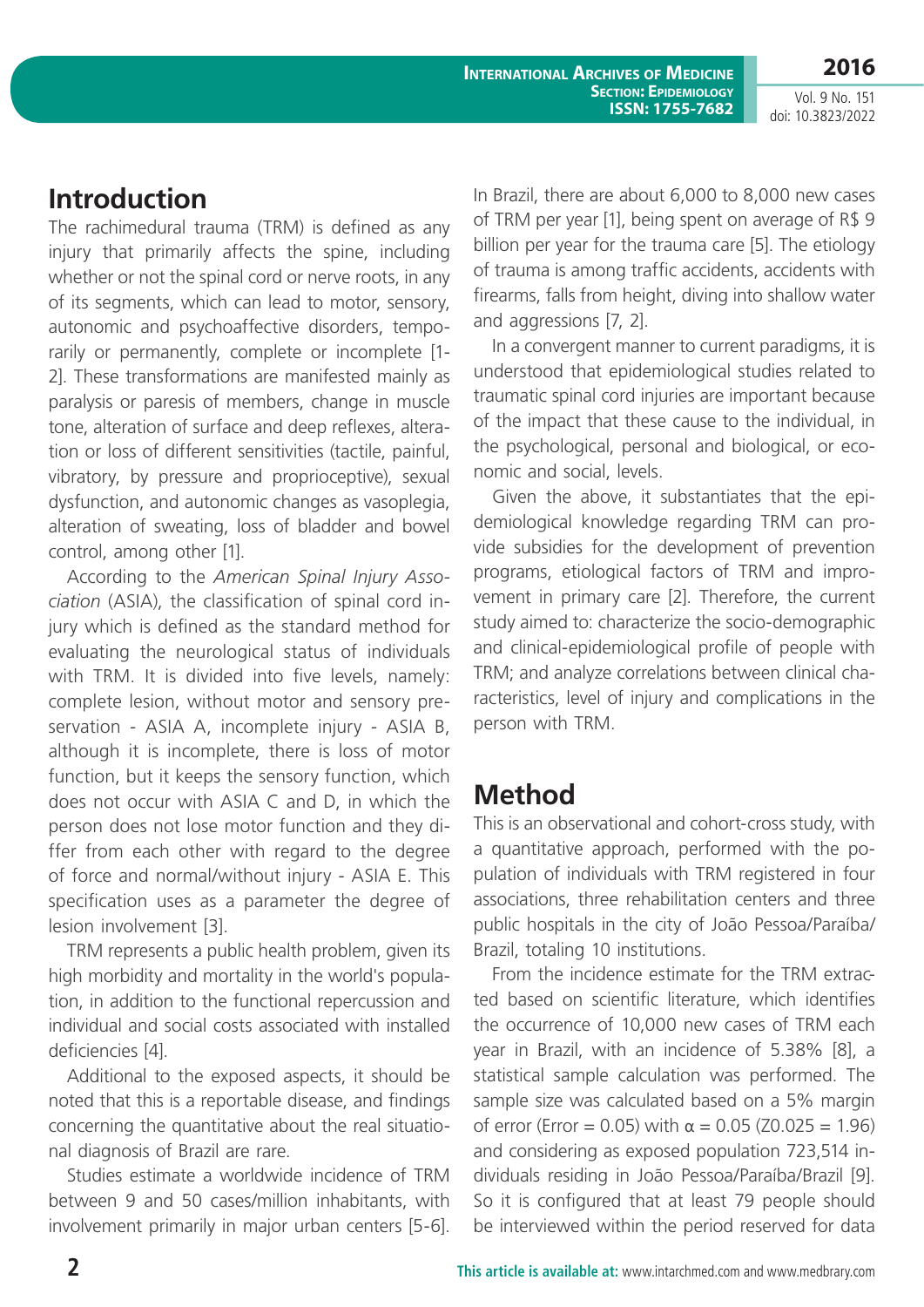## Introduction

The rachimedural trauma (TRM) is defined as any injury that primarily affects the spine, including whether or not the spinal cord or nerve roots, in any of its segments, which can lead to motor, sensory, autonomic and psychoaffective disorders, temporarily or permanently, complete or incomplete [1-2]. These transformations are manifested mainly as paralysis or paresis of members, change in muscle tone, alteration of surface and deep reflexes, alteration or loss of different sensitivities (tactile, painful, vibratory, by pressure and proprioceptive), sexual dysfunction, and autonomic changes as vasoplegia, alteration of sweating, loss of bladder and bowel control, among other [1].

According to the *American Spinal Injury Association* (ASIA), the classification of spinal cord injury which is defined as the standard method for evaluating the neurological status of individuals with TRM. It is divided into five levels, namely: complete lesion, without motor and sensory preservation - ASIA A, incomplete injury - ASIA B, although it is incomplete, there is loss of motor function, but it keeps the sensory function, which does not occur with ASIA C and D, in which the person does not lose motor function and they differ from each other with regard to the degree of force and normal/without injury - ASIA E. This specification uses as a parameter the degree of lesion involvement [3].

TRM represents a public health problem, given its high morbidity and mortality in the world's population, in addition to the functional repercussion and individual and social costs associated with installed deficiencies [4].

Additional to the exposed aspects, it should be noted that this is a reportable disease, and findings concerning the quantitative about the real situational diagnosis of Brazil are rare.

Studies estimate a worldwide incidence of TRM between 9 and 50 cases/million inhabitants, with involvement primarily in major urban centers [5-6]. In Brazil, there are about 6,000 to 8,000 new cases of TRM per year [1], being spent on average of R$ 9 billion per year for the trauma care [5]. The etiology of trauma is among traffic accidents, accidents with firearms, falls from height, diving into shallow water and aggressions [7, 2].

In a convergent manner to current paradigms, it is understood that epidemiological studies related to traumatic spinal cord injuries are important because of the impact that these cause to the individual, in the psychological, personal and biological, or economic and social, levels.

Given the above, it substantiates that the epidemiological knowledge regarding TRM can provide subsidies for the development of prevention programs, etiological factors of TRM and improvement in primary care [2]. Therefore, the current study aimed to: characterize the socio-demographic and clinical-epidemiological profile of people with TRM; and analyze correlations between clinical characteristics, level of injury and complications in the person with TRM.

## Method

This is an observational and cohort-cross study, with a quantitative approach, performed with the population of individuals with TRM registered in four associations, three rehabilitation centers and three public hospitals in the city of João Pessoa/Paraíba/Brazil, totaling 10 institutions.

From the incidence estimate for the TRM extracted based on scientific literature, which identifies the occurrence of 10,000 new cases of TRM each year in Brazil, with an incidence of 5.38% [8], a statistical sample calculation was performed. The sample size was calculated based on a 5% margin of error (Error = 0.05) with $\alpha = 0.05$ ($Z_{0.025} = 1.96$) and considering as exposed population 723,514 individuals residing in João Pessoa/Paraíba/Brazil [9]. So it is configured that at least 79 people should be interviewed within the period reserved for data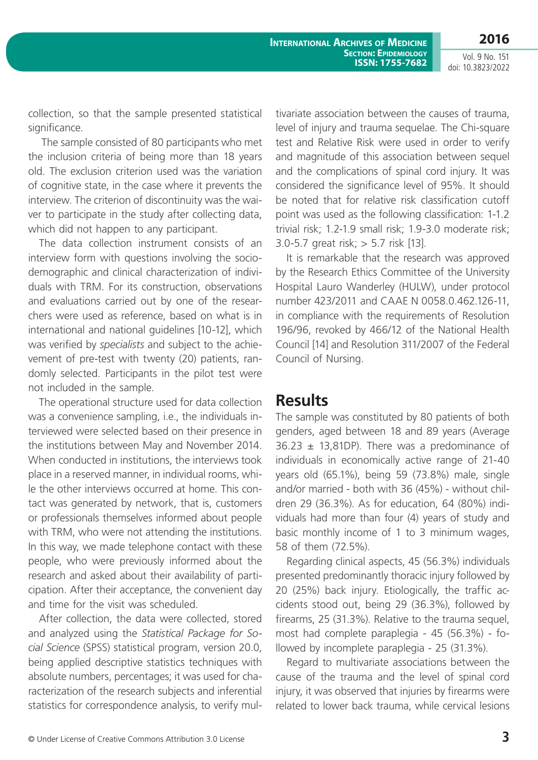collection, so that the sample presented statistical significance.

The sample consisted of 80 participants who met the inclusion criteria of being more than 18 years old. The exclusion criterion used was the variation of cognitive state, in the case where it prevents the interview. The criterion of discontinuity was the waiver to participate in the study after collecting data, which did not happen to any participant.

The data collection instrument consists of an interview form with questions involving the socio-demographic and clinical characterization of individuals with TRM. For its construction, observations and evaluations carried out by one of the researchers were used as reference, based on what is in international and national guidelines [10-12], which was verified by *specialists* and subject to the achievement of pre-test with twenty (20) patients, randomly selected. Participants in the pilot test were not included in the sample.

The operational structure used for data collection was a convenience sampling, i.e., the individuals interviewed were selected based on their presence in the institutions between May and November 2014. When conducted in institutions, the interviews took place in a reserved manner, in individual rooms, while the other interviews occurred at home. This contact was generated by network, that is, customers or professionals themselves informed about people with TRM, who were not attending the institutions. In this way, we made telephone contact with these people, who were previously informed about the research and asked about their availability of participation. After their acceptance, the convenient day and time for the visit was scheduled.

After collection, the data were collected, stored and analyzed using the *Statistical Package for Social Science* (SPSS) statistical program, version 20.0, being applied descriptive statistics techniques with absolute numbers, percentages; it was used for characterization of the research subjects and inferential statistics for correspondence analysis, to verify multivariate association between the causes of trauma, level of injury and trauma sequelae. The Chi-square test and Relative Risk were used in order to verify and magnitude of this association between sequel and the complications of spinal cord injury. It was considered the significance level of 95%. It should be noted that for relative risk classification cutoff point was used as the following classification: 1-1.2 trivial risk; 1.2-1.9 small risk; 1.9-3.0 moderate risk; 3.0-5.7 great risk; > 5.7 risk [13].

It is remarkable that the research was approved by the Research Ethics Committee of the University Hospital Lauro Wanderley (HULW), under protocol number 423/2011 and CAAE N 0058.0.462.126-11, in compliance with the requirements of Resolution 196/96, revoked by 466/12 of the National Health Council [14] and Resolution 311/2007 of the Federal Council of Nursing.

## Results

The sample was constituted by 80 patients of both genders, aged between 18 and 89 years (Average 36.23 ± 13,81DP). There was a predominance of individuals in economically active range of 21-40 years old (65.1%), being 59 (73.8%) male, single and/or married - both with 36 (45%) - without children 29 (36.3%). As for education, 64 (80%) individuals had more than four (4) years of study and basic monthly income of 1 to 3 minimum wages, 58 of them (72.5%).

Regarding clinical aspects, 45 (56.3%) individuals presented predominantly thoracic injury followed by 20 (25%) back injury. Etiologically, the traffic accidents stood out, being 29 (36.3%), followed by firearms, 25 (31.3%). Relative to the trauma sequel, most had complete paraplegia - 45 (56.3%) - followed by incomplete paraplegia - 25 (31.3%).

Regard to multivariate associations between the cause of the trauma and the level of spinal cord injury, it was observed that injuries by firearms were related to lower back trauma, while cervical lesions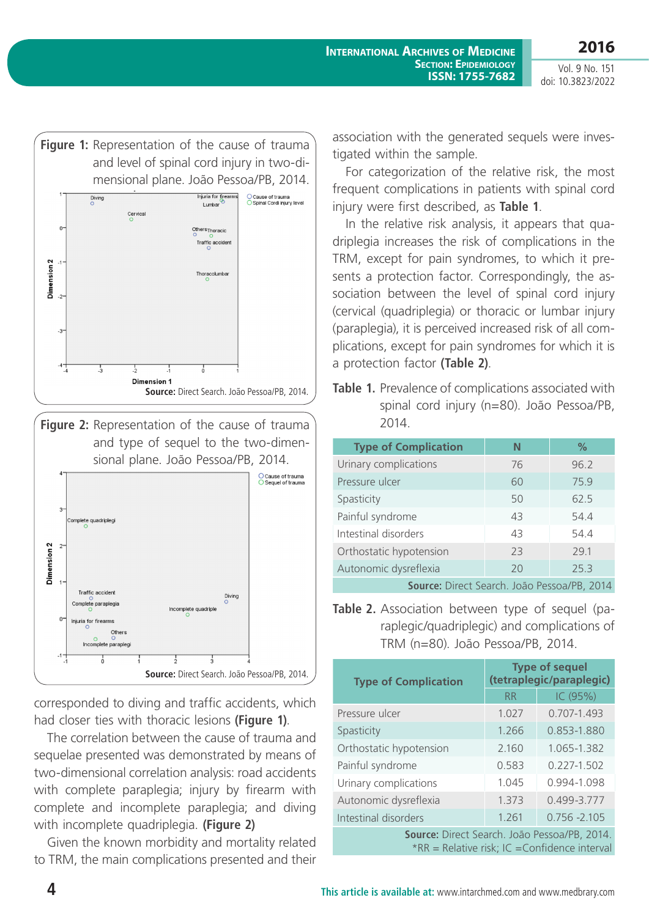**Figure 1:** Representation of the cause of trauma and level of spinal cord injury in two-dimensional plane. João Pessoa/PB, 2014.

**Source:** Direct Search. João Pessoa/PB, 2014.

**Figure 2:** Representation of the cause of trauma and type of sequel to the two-dimensional plane. João Pessoa/PB, 2014.

**Source:** Direct Search. João Pessoa/PB, 2014.

corresponded to diving and traffic accidents, which had closer ties with thoracic lesions **(Figure 1)**.

The correlation between the cause of trauma and sequelae presented was demonstrated by means of two-dimensional correlation analysis: road accidents with complete paraplegia; injury by firearm with complete and incomplete paraplegia; and diving with incomplete quadriplegia. **(Figure 2)**

Given the known morbidity and mortality related to TRM, the main complications presented and their association with the generated sequels were investigated within the sample.

For categorization of the relative risk, the most frequent complications in patients with spinal cord injury were first described, as **Table 1**.

In the relative risk analysis, it appears that quadriplegia increases the risk of complications in the TRM, except for pain syndromes, to which it presents a protection factor. Correspondingly, the association between the level of spinal cord injury (cervical (quadriplegia) or thoracic or lumbar injury (paraplegia), it is perceived increased risk of all complications, except for pain syndromes for which it is a protection factor **(Table 2)**.

**Table 1.** Prevalence of complications associated with spinal cord injury (n=80). João Pessoa/PB, 2014.

| Type of Complication | N | % |
|---|---|---|
| Urinary complications | 76 | 96.2 |
| Pressure ulcer | 60 | 75.9 |
| Spasticity | 50 | 62.5 |
| Painful syndrome | 43 | 54.4 |
| Intestinal disorders | 43 | 54.4 |
| Orthostatic hypotension | 23 | 29.1 |
| Autonomic dysreflexia | 20 | 25.3 |

**Source:** Direct Search. João Pessoa/PB, 2014

**Table 2.** Association between type of sequel (paraplegic/quadriplegic) and complications of TRM (n=80). João Pessoa/PB, 2014.

| Type of Complication | Type of sequel (tetraplegic/paraplegic) | |
|---|---|---|
| | RR | IC (95%) |
| Pressure ulcer | 1.027 | 0.707-1.493 |
| Spasticity | 1.266 | 0.853-1.880 |
| Orthostatic hypotension | 2.160 | 1.065-1.382 |
| Painful syndrome | 0.583 | 0.227-1.502 |
| Urinary complications | 1.045 | 0.994-1.098 |
| Autonomic dysreflexia | 1.373 | 0.499-3.777 |
| Intestinal disorders | 1.261 | 0.756 -2.105 |

**Source:** Direct Search. João Pessoa/PB, 2014.
*RR = Relative risk; IC =Confidence interval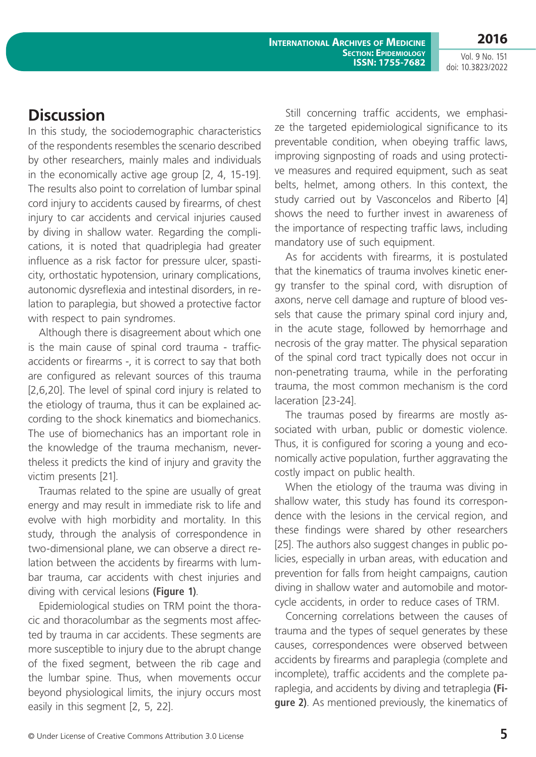## Discussion

In this study, the sociodemographic characteristics of the respondents resembles the scenario described by other researchers, mainly males and individuals in the economically active age group [2, 4, 15-19]. The results also point to correlation of lumbar spinal cord injury to accidents caused by firearms, of chest injury to car accidents and cervical injuries caused by diving in shallow water. Regarding the complications, it is noted that quadriplegia had greater influence as a risk factor for pressure ulcer, spasticity, orthostatic hypotension, urinary complications, autonomic dysreflexia and intestinal disorders, in relation to paraplegia, but showed a protective factor with respect to pain syndromes.

Although there is disagreement about which one is the main cause of spinal cord trauma - traffic accidents or firearms -, it is correct to say that both are configured as relevant sources of this trauma [2,6,20]. The level of spinal cord injury is related to the etiology of trauma, thus it can be explained according to the shock kinematics and biomechanics. The use of biomechanics has an important role in the knowledge of the trauma mechanism, nevertheless it predicts the kind of injury and gravity the victim presents [21].

Traumas related to the spine are usually of great energy and may result in immediate risk to life and evolve with high morbidity and mortality. In this study, through the analysis of correspondence in two-dimensional plane, we can observe a direct relation between the accidents by firearms with lumbar trauma, car accidents with chest injuries and diving with cervical lesions **(Figure 1)**.

Epidemiological studies on TRM point the thoracic and thoracolumbar as the segments most affected by trauma in car accidents. These segments are more susceptible to injury due to the abrupt change of the fixed segment, between the rib cage and the lumbar spine. Thus, when movements occur beyond physiological limits, the injury occurs most easily in this segment [2, 5, 22].

Still concerning traffic accidents, we emphasize the targeted epidemiological significance to its preventable condition, when obeying traffic laws, improving signposting of roads and using protective measures and required equipment, such as seat belts, helmet, among others. In this context, the study carried out by Vasconcelos and Riberto [4] shows the need to further invest in awareness of the importance of respecting traffic laws, including mandatory use of such equipment.

As for accidents with firearms, it is postulated that the kinematics of trauma involves kinetic energy transfer to the spinal cord, with disruption of axons, nerve cell damage and rupture of blood vessels that cause the primary spinal cord injury and, in the acute stage, followed by hemorrhage and necrosis of the gray matter. The physical separation of the spinal cord tract typically does not occur in non-penetrating trauma, while in the perforating trauma, the most common mechanism is the cord laceration [23-24].

The traumas posed by firearms are mostly associated with urban, public or domestic violence. Thus, it is configured for scoring a young and economically active population, further aggravating the costly impact on public health.

When the etiology of the trauma was diving in shallow water, this study has found its correspondence with the lesions in the cervical region, and these findings were shared by other researchers [25]. The authors also suggest changes in public policies, especially in urban areas, with education and prevention for falls from height campaigns, caution diving in shallow water and automobile and motorcycle accidents, in order to reduce cases of TRM.

Concerning correlations between the causes of trauma and the types of sequel generates by these causes, correspondences were observed between accidents by firearms and paraplegia (complete and incomplete), traffic accidents and the complete paraplegia, and accidents by diving and tetraplegia **(Figure 2)**. As mentioned previously, the kinematics of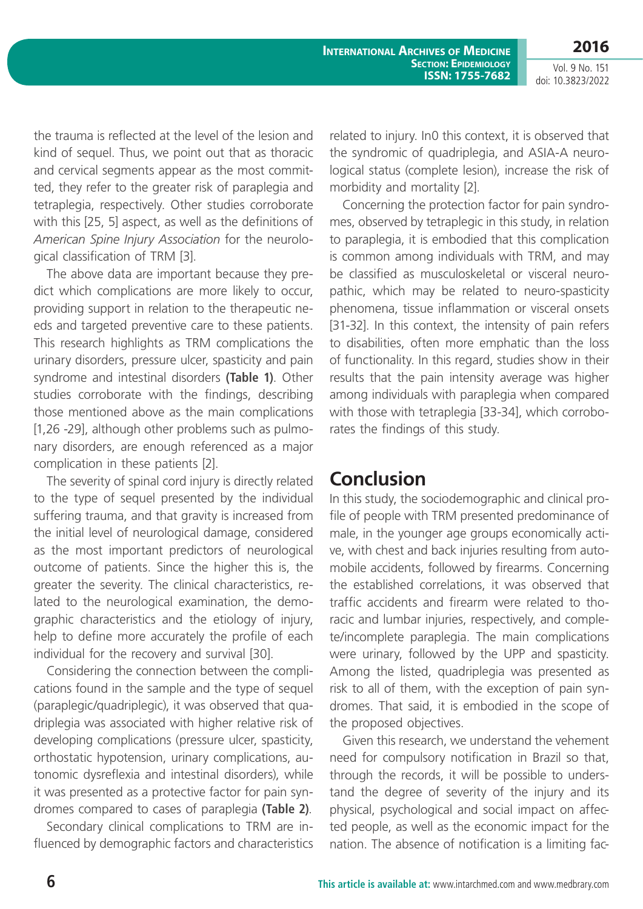the trauma is reflected at the level of the lesion and kind of sequel. Thus, we point out that as thoracic and cervical segments appear as the most committed, they refer to the greater risk of paraplegia and tetraplegia, respectively. Other studies corroborate with this [25, 5] aspect, as well as the definitions of *American Spine Injury Association* for the neurological classification of TRM [3].

The above data are important because they predict which complications are more likely to occur, providing support in relation to the therapeutic needs and targeted preventive care to these patients. This research highlights as TRM complications the urinary disorders, pressure ulcer, spasticity and pain syndrome and intestinal disorders **(Table 1)**. Other studies corroborate with the findings, describing those mentioned above as the main complications [1,26 -29], although other problems such as pulmonary disorders, are enough referenced as a major complication in these patients [2].

The severity of spinal cord injury is directly related to the type of sequel presented by the individual suffering trauma, and that gravity is increased from the initial level of neurological damage, considered as the most important predictors of neurological outcome of patients. Since the higher this is, the greater the severity. The clinical characteristics, related to the neurological examination, the demographic characteristics and the etiology of injury, help to define more accurately the profile of each individual for the recovery and survival [30].

Considering the connection between the complications found in the sample and the type of sequel (paraplegic/quadriplegic), it was observed that quadriplegia was associated with higher relative risk of developing complications (pressure ulcer, spasticity, orthostatic hypotension, urinary complications, autonomic dysreflexia and intestinal disorders), while it was presented as a protective factor for pain syndromes compared to cases of paraplegia **(Table 2)**.

Secondary clinical complications to TRM are influenced by demographic factors and characteristics related to injury. In0 this context, it is observed that the syndromic of quadriplegia, and ASIA-A neurological status (complete lesion), increase the risk of morbidity and mortality [2].

Concerning the protection factor for pain syndromes, observed by tetraplegic in this study, in relation to paraplegia, it is embodied that this complication is common among individuals with TRM, and may be classified as musculoskeletal or visceral neuropathic, which may be related to neuro-spasticity phenomena, tissue inflammation or visceral onsets [31-32]. In this context, the intensity of pain refers to disabilities, often more emphatic than the loss of functionality. In this regard, studies show in their results that the pain intensity average was higher among individuals with paraplegia when compared with those with tetraplegia [33-34], which corroborates the findings of this study.

## Conclusion

In this study, the sociodemographic and clinical profile of people with TRM presented predominance of male, in the younger age groups economically active, with chest and back injuries resulting from automobile accidents, followed by firearms. Concerning the established correlations, it was observed that traffic accidents and firearm were related to thoracic and lumbar injuries, respectively, and complete/incomplete paraplegia. The main complications were urinary, followed by the UPP and spasticity. Among the listed, quadriplegia was presented as risk to all of them, with the exception of pain syndromes. That said, it is embodied in the scope of the proposed objectives.

Given this research, we understand the vehement need for compulsory notification in Brazil so that, through the records, it will be possible to understand the degree of severity of the injury and its physical, psychological and social impact on affected people, as well as the economic impact for the nation. The absence of notification is a limiting fac-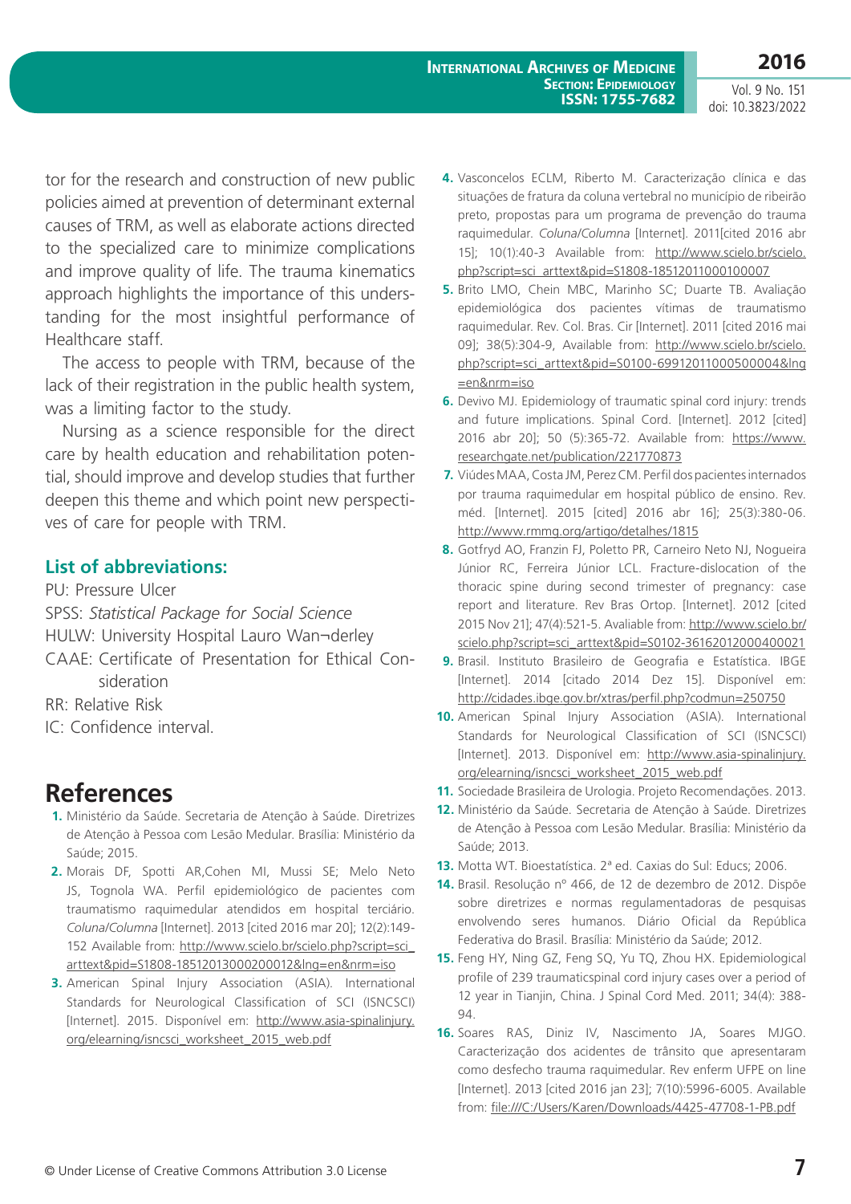tor for the research and construction of new public policies aimed at prevention of determinant external causes of TRM, as well as elaborate actions directed to the specialized care to minimize complications and improve quality of life. The trauma kinematics approach highlights the importance of this understanding for the most insightful performance of Healthcare staff.

The access to people with TRM, because of the lack of their registration in the public health system, was a limiting factor to the study.

Nursing as a science responsible for the direct care by health education and rehabilitation potential, should improve and develop studies that further deepen this theme and which point new perspectives of care for people with TRM.

### List of abbreviations:

PU: Pressure Ulcer

SPSS: *Statistical Package for Social Science*

HULW: University Hospital Lauro Wan¬derley

CAAE: Certificate of Presentation for Ethical Consideration

RR: Relative Risk

IC: Confidence interval.

## References

1. Ministério da Saúde. Secretaria de Atenção à Saúde. Diretrizes de Atenção à Pessoa com Lesão Medular. Brasília: Ministério da Saúde; 2015.
2. Morais DF, Spotti AR,Cohen MI, Mussi SE; Melo Neto JS, Tognola WA. Perfil epidemiológico de pacientes com traumatismo raquimedular atendidos em hospital terciário. *Coluna/Columna* [Internet]. 2013 [cited 2016 mar 20]; 12(2):149-152 Available from: http://www.scielo.br/scielo.php?script=sci_arttext&pid=S1808-18512013000200012&lng=en&nrm=iso
3. American Spinal Injury Association (ASIA). International Standards for Neurological Classification of SCI (ISNCSCI) [Internet]. 2015. Disponível em: http://www.asia-spinalinjury.org/elearning/isncsci_worksheet_2015_web.pdf
4. Vasconcelos ECLM, Riberto M. Caracterização clínica e das situações de fratura da coluna vertebral no município de ribeirão preto, propostas para um programa de prevenção do trauma raquimedular. *Coluna/Columna* [Internet]. 2011[cited 2016 abr 15]; 10(1):40-3 Available from: http://www.scielo.br/scielo.php?script=sci_arttext&pid=S1808-18512011000100007
5. Brito LMO, Chein MBC, Marinho SC; Duarte TB. Avaliação epidemiológica dos pacientes vítimas de traumatismo raquimedular. Rev. Col. Bras. Cir [Internet]. 2011 [cited 2016 mai 09]; 38(5):304-9, Available from: http://www.scielo.br/scielo.php?script=sci_arttext&pid=S0100-69912011000500004&lng=en&nrm=iso
6. Devivo MJ. Epidemiology of traumatic spinal cord injury: trends and future implications. Spinal Cord. [Internet]. 2012 [cited] 2016 abr 20]; 50 (5):365-72. Available from: https://www.researchgate.net/publication/221770873
7. Viúdes MAA, Costa JM, Perez CM. Perfil dos pacientes internados por trauma raquimedular em hospital público de ensino. Rev. méd. [Internet]. 2015 [cited] 2016 abr 16]; 25(3):380-06. http://www.rmmg.org/artigo/detalhes/1815
8. Gotfryd AO, Franzin FJ, Poletto PR, Carneiro Neto NJ, Nogueira Júnior RC, Ferreira Júnior LCL. Fracture-dislocation of the thoracic spine during second trimester of pregnancy: case report and literature. Rev Bras Ortop. [Internet]. 2012 [cited 2015 Nov 21]; 47(4):521-5. Avaliable from: http://www.scielo.br/scielo.php?script=sci_arttext&pid=S0102-36162012000400021
9. Brasil. Instituto Brasileiro de Geografia e Estatística. IBGE [Internet]. 2014 [citado 2014 Dez 15]. Disponível em: http://cidades.ibge.gov.br/xtras/perfil.php?codmun=250750
10. American Spinal Injury Association (ASIA). International Standards for Neurological Classification of SCI (ISNCSCI) [Internet]. 2013. Disponível em: http://www.asia-spinalinjury.org/elearning/isncsci_worksheet_2015_web.pdf
11. Sociedade Brasileira de Urologia. Projeto Recomendações. 2013.
12. Ministério da Saúde. Secretaria de Atenção à Saúde. Diretrizes de Atenção à Pessoa com Lesão Medular. Brasília: Ministério da Saúde; 2013.
13. Motta WT. Bioestatística. 2ª ed. Caxias do Sul: Educs; 2006.
14. Brasil. Resolução nº 466, de 12 de dezembro de 2012. Dispõe sobre diretrizes e normas regulamentadoras de pesquisas envolvendo seres humanos. Diário Oficial da República Federativa do Brasil. Brasília: Ministério da Saúde; 2012.
15. Feng HY, Ning GZ, Feng SQ, Yu TQ, Zhou HX. Epidemiological profile of 239 traumaticspinal cord injury cases over a period of 12 year in Tianjin, China. J Spinal Cord Med. 2011; 34(4): 388-94.
16. Soares RAS, Diniz IV, Nascimento JA, Soares MJGO. Caracterização dos acidentes de trânsito que apresentaram como desfecho trauma raquimedular. Rev enferm UFPE on line [Internet]. 2013 [cited 2016 jan 23]; 7(10):5996-6005. Available from: file:///C:/Users/Karen/Downloads/4425-47708-1-PB.pdf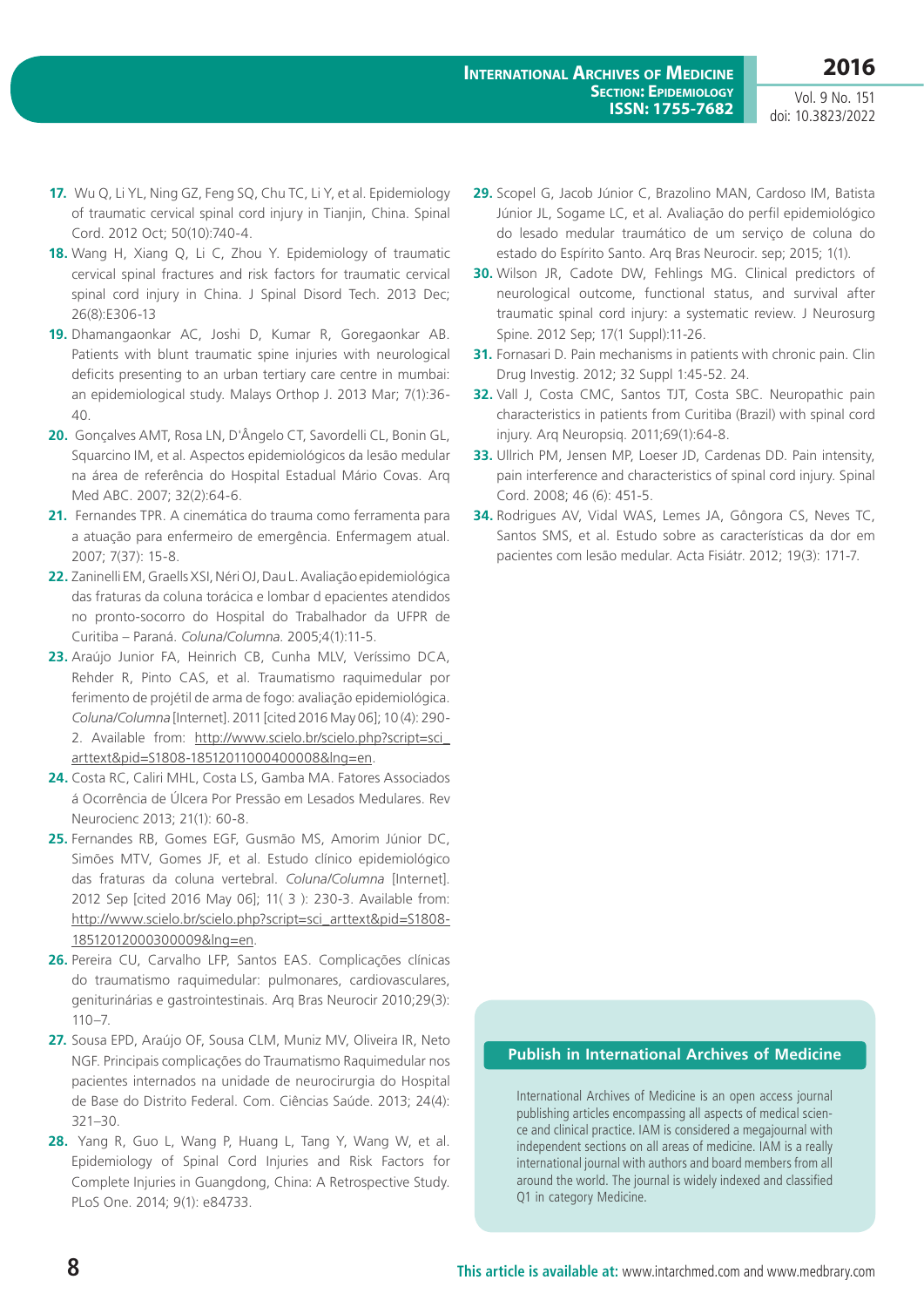17. Wu Q, Li YL, Ning GZ, Feng SQ, Chu TC, Li Y, et al. Epidemiology of traumatic cervical spinal cord injury in Tianjin, China. Spinal Cord. 2012 Oct; 50(10):740-4.
18. Wang H, Xiang Q, Li C, Zhou Y. Epidemiology of traumatic cervical spinal fractures and risk factors for traumatic cervical spinal cord injury in China. J Spinal Disord Tech. 2013 Dec; 26(8):E306-13
19. Dhamangaonkar AC, Joshi D, Kumar R, Goregaonkar AB. Patients with blunt traumatic spine injuries with neurological deficits presenting to an urban tertiary care centre in mumbai: an epidemiological study. Malays Orthop J. 2013 Mar; 7(1):36-40.
20. Gonçalves AMT, Rosa LN, D'Ângelo CT, Savordelli CL, Bonin GL, Squarcino IM, et al. Aspectos epidemiológicos da lesão medular na área de referência do Hospital Estadual Mário Covas. Arq Med ABC. 2007; 32(2):64-6.
21. Fernandes TPR. A cinemática do trauma como ferramenta para a atuação para enfermeiro de emergência. Enfermagem atual. 2007; 7(37): 15-8.
22. Zaninelli EM, Graells XSI, Néri OJ, Dau L. Avaliação epidemiológica das fraturas da coluna torácica e lombar d epacientes atendidos no pronto-socorro do Hospital do Trabalhador da UFPR de Curitiba – Paraná. *Coluna/Columna*. 2005;4(1):11-5.
23. Araújo Junior FA, Heinrich CB, Cunha MLV, Veríssimo DCA, Rehder R, Pinto CAS, et al. Traumatismo raquimedular por ferimento de projétil de arma de fogo: avaliação epidemiológica. *Coluna/Columna* [Internet]. 2011 [cited 2016 May 06]; 10 (4): 290-2. Available from: http://www.scielo.br/scielo.php?script=sci_arttext&pid=S1808-18512011000400008&lng=en.
24. Costa RC, Caliri MHL, Costa LS, Gamba MA. Fatores Associados á Ocorrência de Úlcera Por Pressão em Lesados Medulares. Rev Neurocienc 2013; 21(1): 60-8.
25. Fernandes RB, Gomes EGF, Gusmão MS, Amorim Júnior DC, Simões MTV, Gomes JF, et al. Estudo clínico epidemiológico das fraturas da coluna vertebral. *Coluna/Columna* [Internet]. 2012 Sep [cited 2016 May 06]; 11( 3 ): 230-3. Available from: http://www.scielo.br/scielo.php?script=sci_arttext&pid=S1808-18512012000300009&lng=en.
26. Pereira CU, Carvalho LFP, Santos EAS. Complicações clínicas do traumatismo raquimedular: pulmonares, cardiovasculares, geniturinárias e gastrointestinais. Arq Bras Neurocir 2010;29(3): 110–7.
27. Sousa EPD, Araújo OF, Sousa CLM, Muniz MV, Oliveira IR, Neto NGF. Principais complicações do Traumatismo Raquimedular nos pacientes internados na unidade de neurocirurgia do Hospital de Base do Distrito Federal. Com. Ciências Saúde. 2013; 24(4): 321–30.
28. Yang R, Guo L, Wang P, Huang L, Tang Y, Wang W, et al. Epidemiology of Spinal Cord Injuries and Risk Factors for Complete Injuries in Guangdong, China: A Retrospective Study. PLoS One. 2014; 9(1): e84733.
29. Scopel G, Jacob Júnior C, Brazolino MAN, Cardoso IM, Batista Júnior JL, Sogame LC, et al. Avaliação do perfil epidemiológico do lesado medular traumático de um serviço de coluna do estado do Espírito Santo. Arq Bras Neurocir. sep; 2015; 1(1).
30. Wilson JR, Cadote DW, Fehlings MG. Clinical predictors of neurological outcome, functional status, and survival after traumatic spinal cord injury: a systematic review. J Neurosurg Spine. 2012 Sep; 17(1 Suppl):11-26.
31. Fornasari D. Pain mechanisms in patients with chronic pain. Clin Drug Investig. 2012; 32 Suppl 1:45-52. 24.
32. Vall J, Costa CMC, Santos TJT, Costa SBC. Neuropathic pain characteristics in patients from Curitiba (Brazil) with spinal cord injury. Arq Neuropsiq. 2011;69(1):64-8.
33. Ullrich PM, Jensen MP, Loeser JD, Cardenas DD. Pain intensity, pain interference and characteristics of spinal cord injury. Spinal Cord. 2008; 46 (6): 451-5.
34. Rodrigues AV, Vidal WAS, Lemes JA, Gôngora CS, Neves TC, Santos SMS, et al. Estudo sobre as características da dor em pacientes com lesão medular. Acta Fisiátr. 2012; 19(3): 171-7.

**Publish in International Archives of Medicine**

International Archives of Medicine is an open access journal publishing articles encompassing all aspects of medical science and clinical practice. IAM is considered a megajournal with independent sections on all areas of medicine. IAM is a really international journal with authors and board members from all around the world. The journal is widely indexed and classified Q1 in category Medicine.